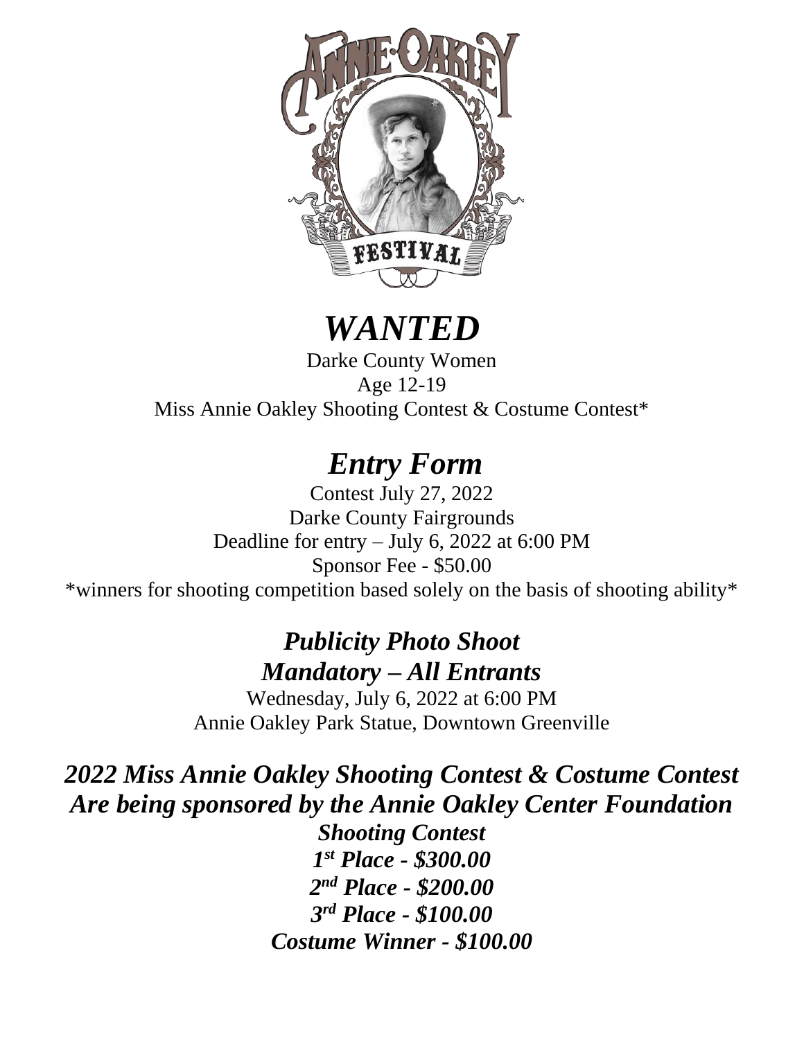# *WANTED*

Darke County Women
Age 12-19
Miss Annie Oakley Shooting Contest & Costume Contest*

# *Entry Form*

Contest July 27, 2022
Darke County Fairgrounds
Deadline for entry – July 6, 2022 at 6:00 PM
Sponsor Fee - $50.00
*winners for shooting competition based solely on the basis of shooting ability*

## *Publicity Photo Shoot*
## *Mandatory – All Entrants*

Wednesday, July 6, 2022 at 6:00 PM
Annie Oakley Park Statue, Downtown Greenville

## *2022 Miss Annie Oakley Shooting Contest & Costume Contest Are being sponsored by the Annie Oakley Center Foundation*

***Shooting Contest***
***1st Place - $300.00***
***2nd Place - $200.00***
***3rd Place - $100.00***
***Costume Winner - $100.00***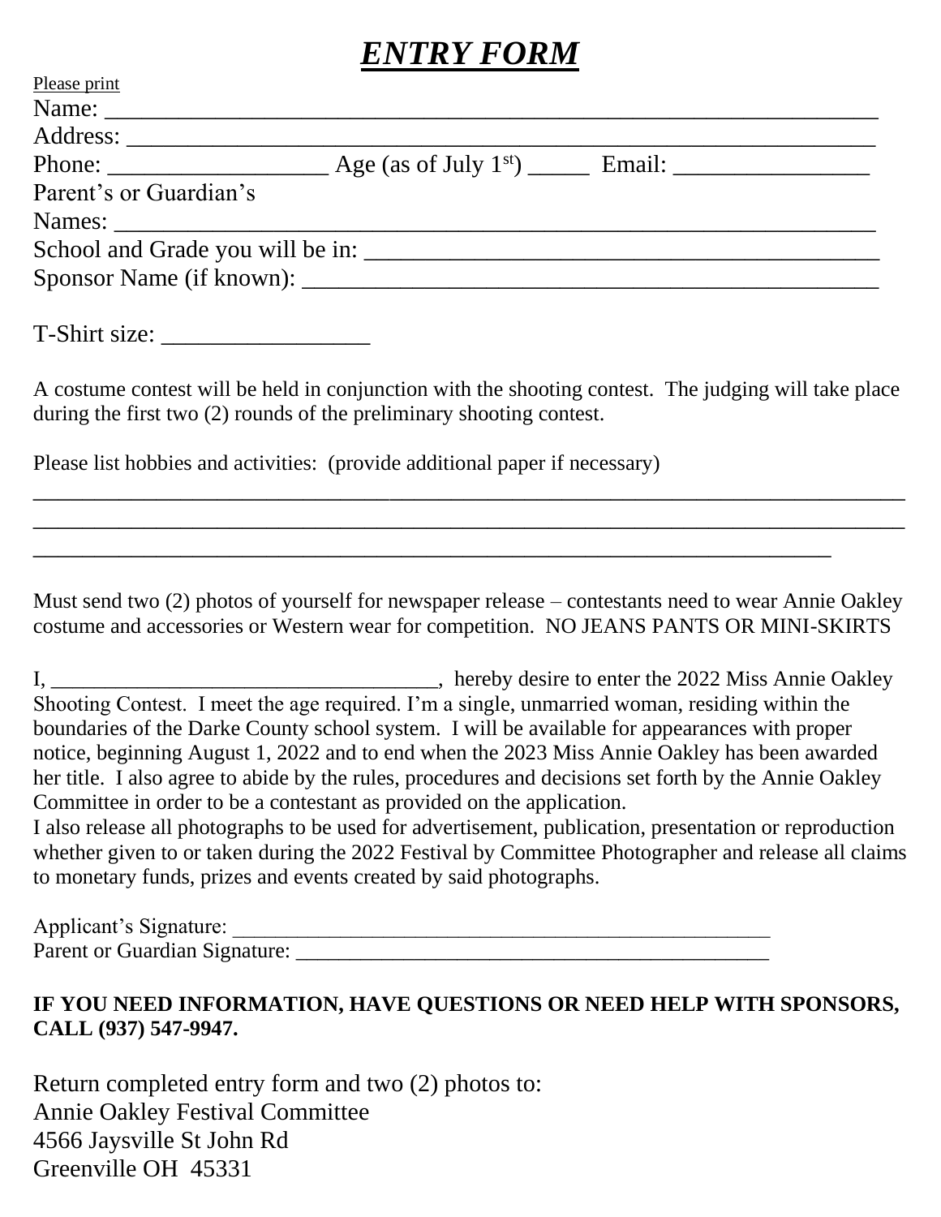# ***ENTRY FORM***

Please print

Name: ___________________________________________________________________

Address: _________________________________________________________________

Phone: __________________ Age (as of July 1st) _____ Email: ________________

Parent's or Guardian's

Names: __________________________________________________________________

School and Grade you will be in: ___________________________________________

Sponsor Name (if known): ________________________________________________

T-Shirt size: _________________

A costume contest will be held in conjunction with the shooting contest. The judging will take place during the first two (2) rounds of the preliminary shooting contest.

Please list hobbies and activities: (provide additional paper if necessary)

_____________________________________________________________________________

_____________________________________________________________________________

______________________________________________________________________

Must send two (2) photos of yourself for newspaper release – contestants need to wear Annie Oakley costume and accessories or Western wear for competition. NO JEANS PANTS OR MINI-SKIRTS

I, ____________________________________, hereby desire to enter the 2022 Miss Annie Oakley Shooting Contest. I meet the age required. I'm a single, unmarried woman, residing within the boundaries of the Darke County school system. I will be available for appearances with proper notice, beginning August 1, 2022 and to end when the 2023 Miss Annie Oakley has been awarded her title. I also agree to abide by the rules, procedures and decisions set forth by the Annie Oakley Committee in order to be a contestant as provided on the application.

I also release all photographs to be used for advertisement, publication, presentation or reproduction whether given to or taken during the 2022 Festival by Committee Photographer and release all claims to monetary funds, prizes and events created by said photographs.

Applicant's Signature: ______________________________________________________

Parent or Guardian Signature: ______________________________________________

**IF YOU NEED INFORMATION, HAVE QUESTIONS OR NEED HELP WITH SPONSORS, CALL (937) 547-9947.**

Return completed entry form and two (2) photos to:
Annie Oakley Festival Committee
4566 Jaysville St John Rd
Greenville OH 45331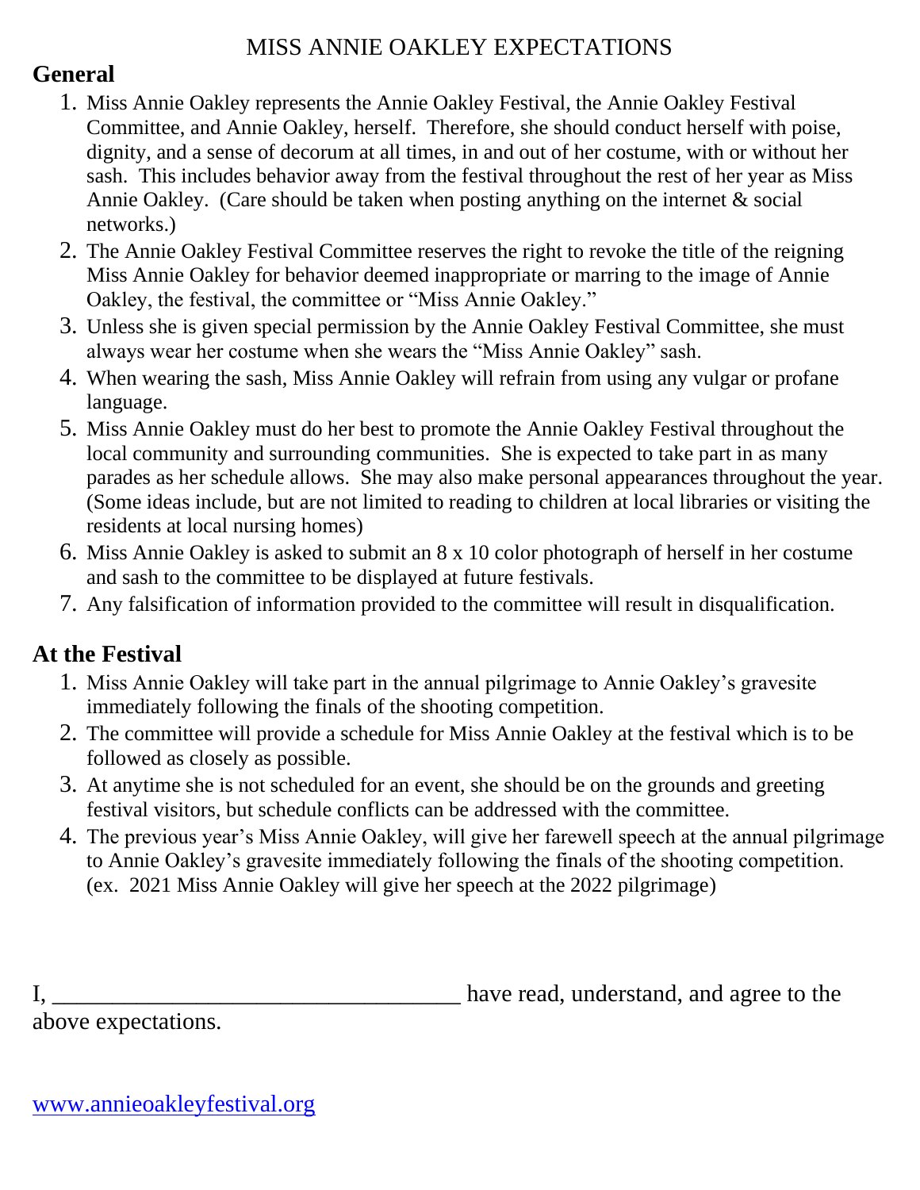# MISS ANNIE OAKLEY EXPECTATIONS

## General

1. Miss Annie Oakley represents the Annie Oakley Festival, the Annie Oakley Festival Committee, and Annie Oakley, herself. Therefore, she should conduct herself with poise, dignity, and a sense of decorum at all times, in and out of her costume, with or without her sash. This includes behavior away from the festival throughout the rest of her year as Miss Annie Oakley. (Care should be taken when posting anything on the internet & social networks.)
2. The Annie Oakley Festival Committee reserves the right to revoke the title of the reigning Miss Annie Oakley for behavior deemed inappropriate or marring to the image of Annie Oakley, the festival, the committee or "Miss Annie Oakley."
3. Unless she is given special permission by the Annie Oakley Festival Committee, she must always wear her costume when she wears the "Miss Annie Oakley" sash.
4. When wearing the sash, Miss Annie Oakley will refrain from using any vulgar or profane language.
5. Miss Annie Oakley must do her best to promote the Annie Oakley Festival throughout the local community and surrounding communities. She is expected to take part in as many parades as her schedule allows. She may also make personal appearances throughout the year. (Some ideas include, but are not limited to reading to children at local libraries or visiting the residents at local nursing homes)
6. Miss Annie Oakley is asked to submit an 8 x 10 color photograph of herself in her costume and sash to the committee to be displayed at future festivals.
7. Any falsification of information provided to the committee will result in disqualification.

## At the Festival

1. Miss Annie Oakley will take part in the annual pilgrimage to Annie Oakley's gravesite immediately following the finals of the shooting competition.
2. The committee will provide a schedule for Miss Annie Oakley at the festival which is to be followed as closely as possible.
3. At anytime she is not scheduled for an event, she should be on the grounds and greeting festival visitors, but schedule conflicts can be addressed with the committee.
4. The previous year's Miss Annie Oakley, will give her farewell speech at the annual pilgrimage to Annie Oakley's gravesite immediately following the finals of the shooting competition. (ex. 2021 Miss Annie Oakley will give her speech at the 2022 pilgrimage)

I, ___________________________________ have read, understand, and agree to the above expectations.

www.annieoakleyfestival.org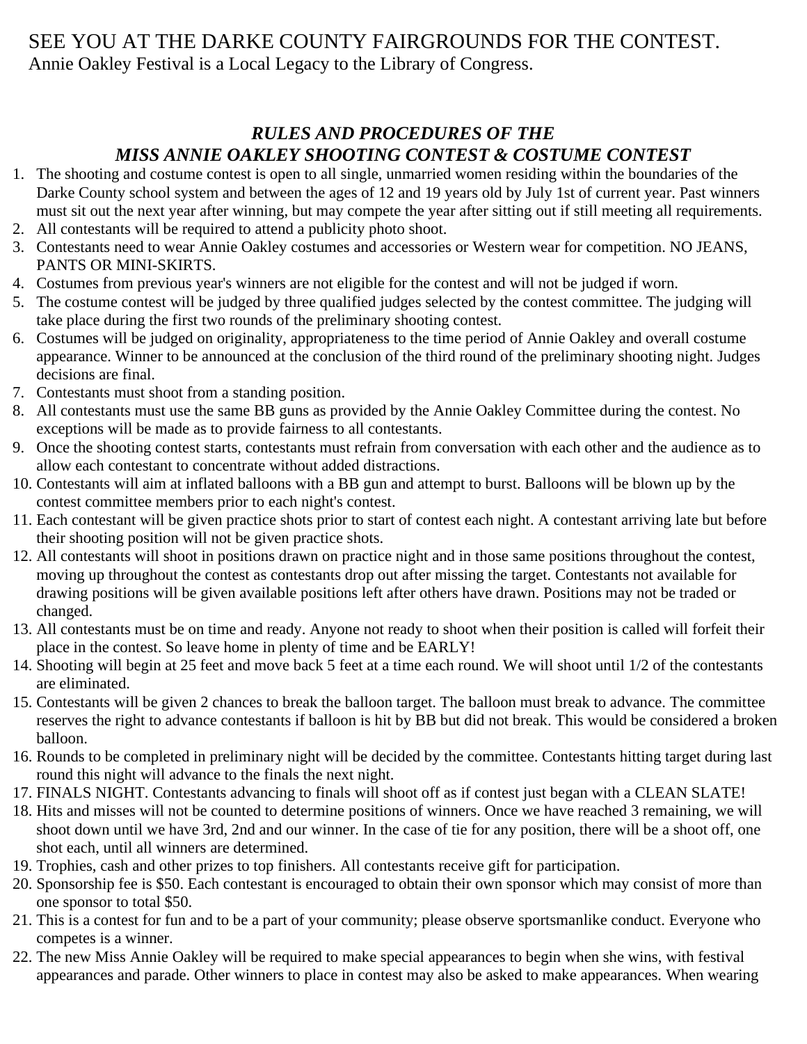SEE YOU AT THE DARKE COUNTY FAIRGROUNDS FOR THE CONTEST.
Annie Oakley Festival is a Local Legacy to the Library of Congress.

## *RULES AND PROCEDURES OF THE MISS ANNIE OAKLEY SHOOTING CONTEST & COSTUME CONTEST*

1. The shooting and costume contest is open to all single, unmarried women residing within the boundaries of the Darke County school system and between the ages of 12 and 19 years old by July 1st of current year. Past winners must sit out the next year after winning, but may compete the year after sitting out if still meeting all requirements.
2. All contestants will be required to attend a publicity photo shoot.
3. Contestants need to wear Annie Oakley costumes and accessories or Western wear for competition. NO JEANS, PANTS OR MINI-SKIRTS.
4. Costumes from previous year's winners are not eligible for the contest and will not be judged if worn.
5. The costume contest will be judged by three qualified judges selected by the contest committee. The judging will take place during the first two rounds of the preliminary shooting contest.
6. Costumes will be judged on originality, appropriateness to the time period of Annie Oakley and overall costume appearance. Winner to be announced at the conclusion of the third round of the preliminary shooting night. Judges decisions are final.
7. Contestants must shoot from a standing position.
8. All contestants must use the same BB guns as provided by the Annie Oakley Committee during the contest. No exceptions will be made as to provide fairness to all contestants.
9. Once the shooting contest starts, contestants must refrain from conversation with each other and the audience as to allow each contestant to concentrate without added distractions.
10. Contestants will aim at inflated balloons with a BB gun and attempt to burst. Balloons will be blown up by the contest committee members prior to each night's contest.
11. Each contestant will be given practice shots prior to start of contest each night. A contestant arriving late but before their shooting position will not be given practice shots.
12. All contestants will shoot in positions drawn on practice night and in those same positions throughout the contest, moving up throughout the contest as contestants drop out after missing the target. Contestants not available for drawing positions will be given available positions left after others have drawn. Positions may not be traded or changed.
13. All contestants must be on time and ready. Anyone not ready to shoot when their position is called will forfeit their place in the contest. So leave home in plenty of time and be EARLY!
14. Shooting will begin at 25 feet and move back 5 feet at a time each round. We will shoot until 1/2 of the contestants are eliminated.
15. Contestants will be given 2 chances to break the balloon target. The balloon must break to advance. The committee reserves the right to advance contestants if balloon is hit by BB but did not break. This would be considered a broken balloon.
16. Rounds to be completed in preliminary night will be decided by the committee. Contestants hitting target during last round this night will advance to the finals the next night.
17. FINALS NIGHT. Contestants advancing to finals will shoot off as if contest just began with a CLEAN SLATE!
18. Hits and misses will not be counted to determine positions of winners. Once we have reached 3 remaining, we will shoot down until we have 3rd, 2nd and our winner. In the case of tie for any position, there will be a shoot off, one shot each, until all winners are determined.
19. Trophies, cash and other prizes to top finishers. All contestants receive gift for participation.
20. Sponsorship fee is $50. Each contestant is encouraged to obtain their own sponsor which may consist of more than one sponsor to total $50.
21. This is a contest for fun and to be a part of your community; please observe sportsmanlike conduct. Everyone who competes is a winner.
22. The new Miss Annie Oakley will be required to make special appearances to begin when she wins, with festival appearances and parade. Other winners to place in contest may also be asked to make appearances. When wearing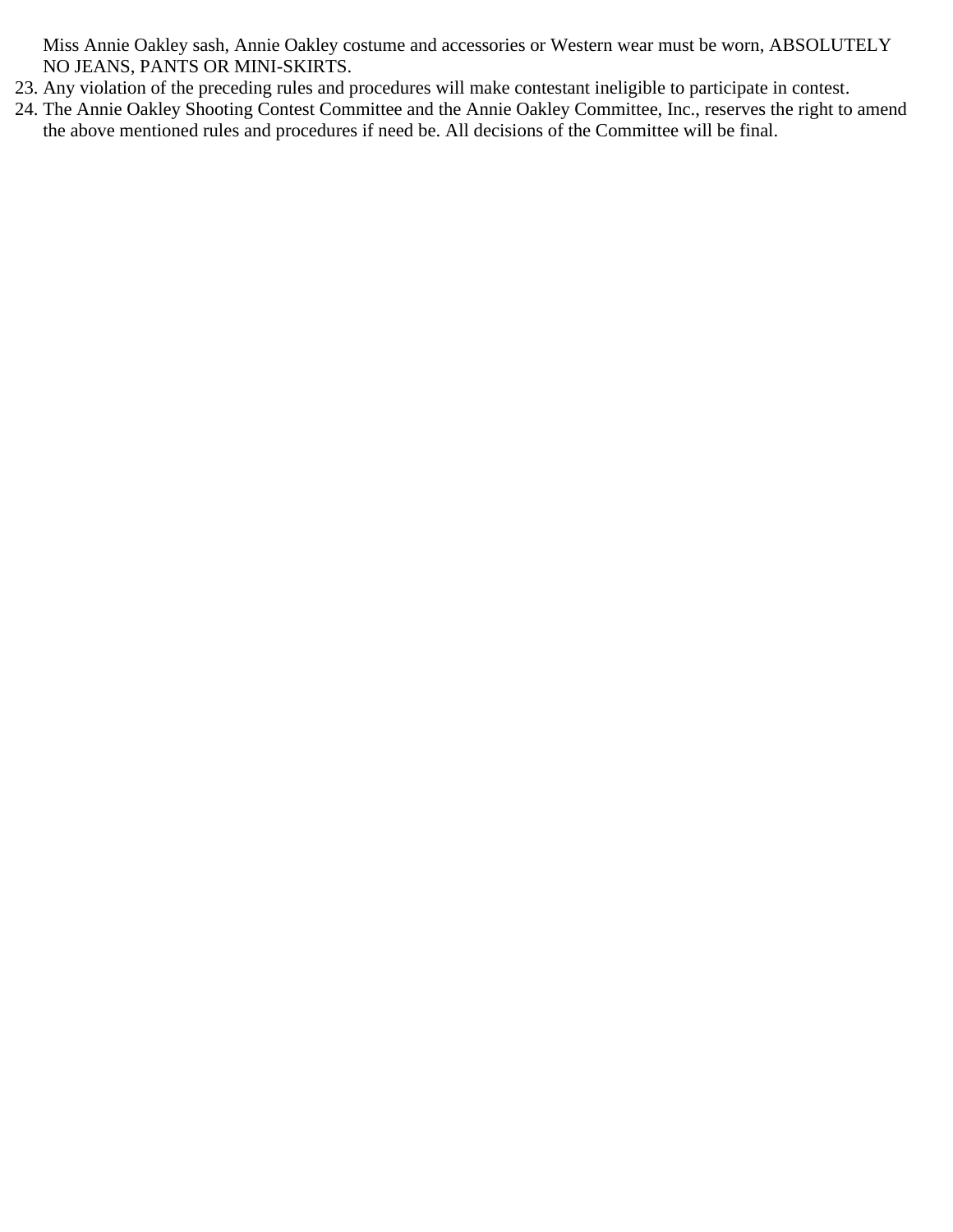Miss Annie Oakley sash, Annie Oakley costume and accessories or Western wear must be worn, ABSOLUTELY NO JEANS, PANTS OR MINI-SKIRTS.

23. Any violation of the preceding rules and procedures will make contestant ineligible to participate in contest.
24. The Annie Oakley Shooting Contest Committee and the Annie Oakley Committee, Inc., reserves the right to amend the above mentioned rules and procedures if need be. All decisions of the Committee will be final.